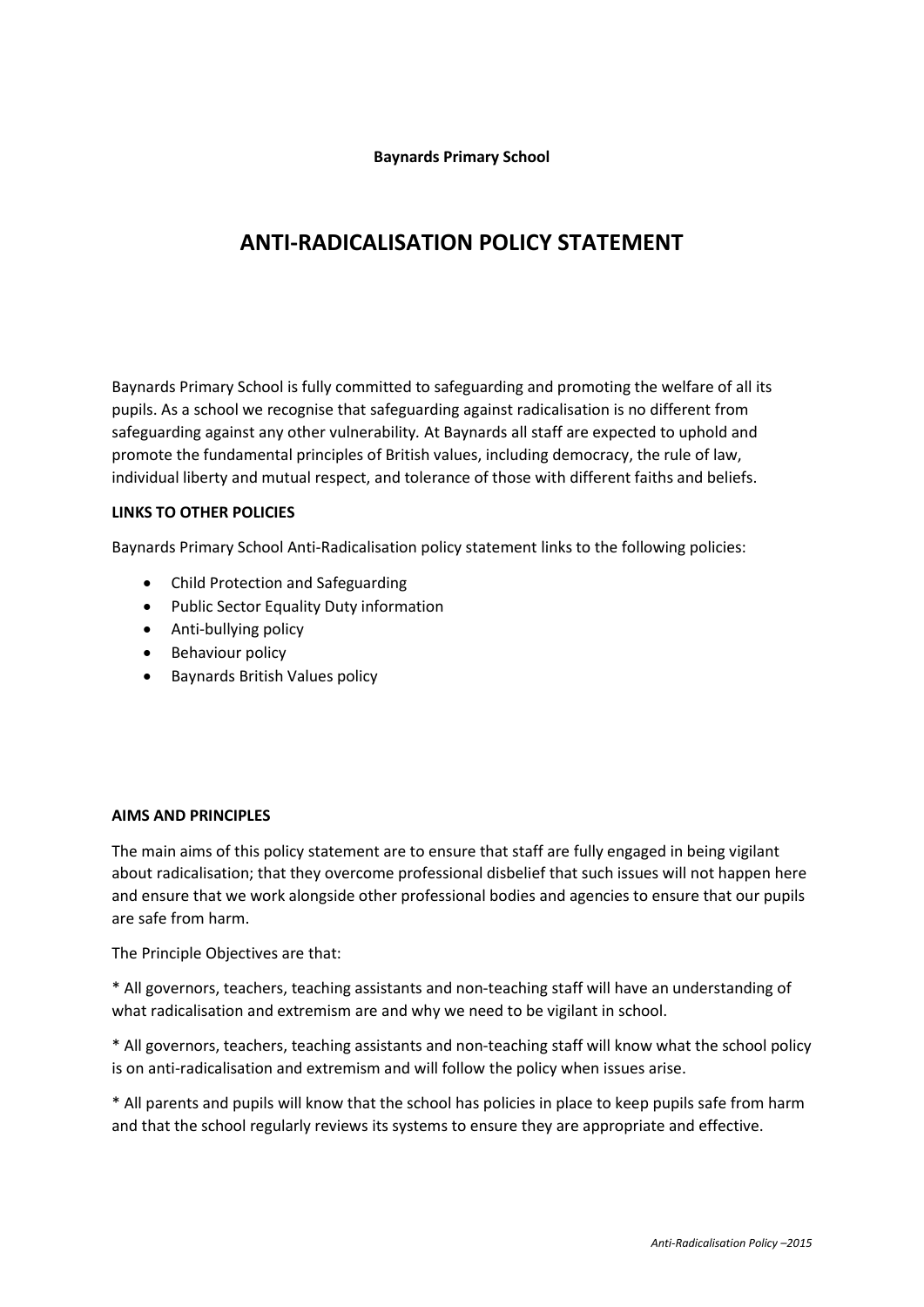**Baynards Primary School**

# ANTI-RADICALISATION POLICY STATEMENT

Baynards Primary School is fully committed to safeguarding and promoting the welfare of all its pupils. As a school we recognise that safeguarding against radicalisation is no different from safeguarding against any other vulnerability. At Baynards all staff are expected to uphold and promote the fundamental principles of British values, including democracy, the rule of law, individual liberty and mutual respect, and tolerance of those with different faiths and beliefs.

**LINKS TO OTHER POLICIES**

Baynards Primary School Anti-Radicalisation policy statement links to the following policies:

- Child Protection and Safeguarding
- Public Sector Equality Duty information
- Anti-bullying policy
- Behaviour policy
- Baynards British Values policy

**AIMS AND PRINCIPLES**

The main aims of this policy statement are to ensure that staff are fully engaged in being vigilant about radicalisation; that they overcome professional disbelief that such issues will not happen here and ensure that we work alongside other professional bodies and agencies to ensure that our pupils are safe from harm.

The Principle Objectives are that:

* All governors, teachers, teaching assistants and non-teaching staff will have an understanding of what radicalisation and extremism are and why we need to be vigilant in school.

* All governors, teachers, teaching assistants and non-teaching staff will know what the school policy is on anti-radicalisation and extremism and will follow the policy when issues arise.

* All parents and pupils will know that the school has policies in place to keep pupils safe from harm and that the school regularly reviews its systems to ensure they are appropriate and effective.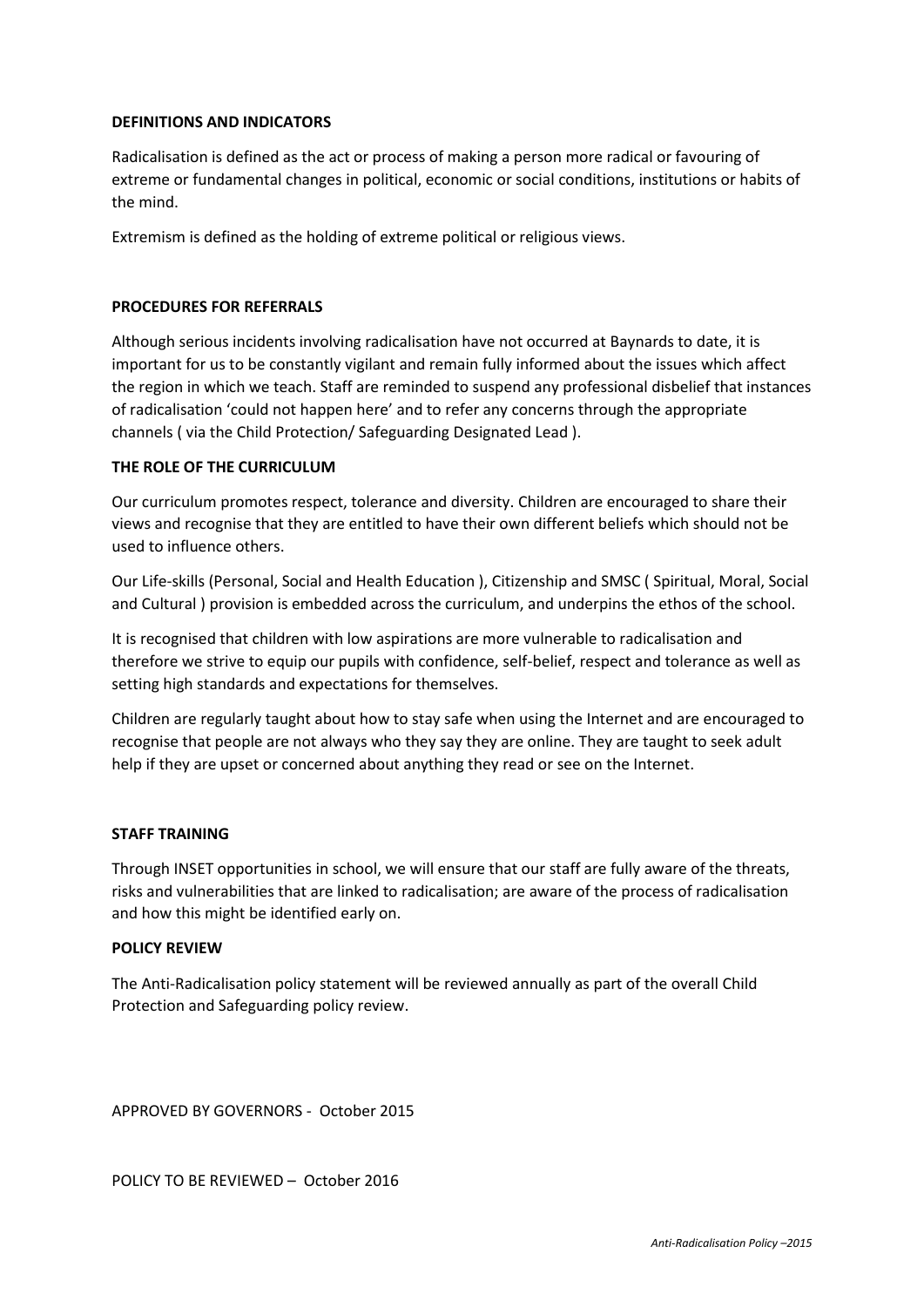**DEFINITIONS AND INDICATORS**

Radicalisation is defined as the act or process of making a person more radical or favouring of extreme or fundamental changes in political, economic or social conditions, institutions or habits of the mind.

Extremism is defined as the holding of extreme political or religious views.

**PROCEDURES FOR REFERRALS**

Although serious incidents involving radicalisation have not occurred at Baynards to date, it is important for us to be constantly vigilant and remain fully informed about the issues which affect the region in which we teach. Staff are reminded to suspend any professional disbelief that instances of radicalisation 'could not happen here' and to refer any concerns through the appropriate channels ( via the Child Protection/ Safeguarding Designated Lead ).

**THE ROLE OF THE CURRICULUM**

Our curriculum promotes respect, tolerance and diversity. Children are encouraged to share their views and recognise that they are entitled to have their own different beliefs which should not be used to influence others.

Our Life-skills (Personal, Social and Health Education ), Citizenship and SMSC ( Spiritual, Moral, Social and Cultural ) provision is embedded across the curriculum, and underpins the ethos of the school.

It is recognised that children with low aspirations are more vulnerable to radicalisation and therefore we strive to equip our pupils with confidence, self-belief, respect and tolerance as well as setting high standards and expectations for themselves.

Children are regularly taught about how to stay safe when using the Internet and are encouraged to recognise that people are not always who they say they are online. They are taught to seek adult help if they are upset or concerned about anything they read or see on the Internet.

**STAFF TRAINING**

Through INSET opportunities in school, we will ensure that our staff are fully aware of the threats, risks and vulnerabilities that are linked to radicalisation; are aware of the process of radicalisation and how this might be identified early on.

**POLICY REVIEW**

The Anti-Radicalisation policy statement will be reviewed annually as part of the overall Child Protection and Safeguarding policy review.

APPROVED BY GOVERNORS - October 2015

POLICY TO BE REVIEWED – October 2016